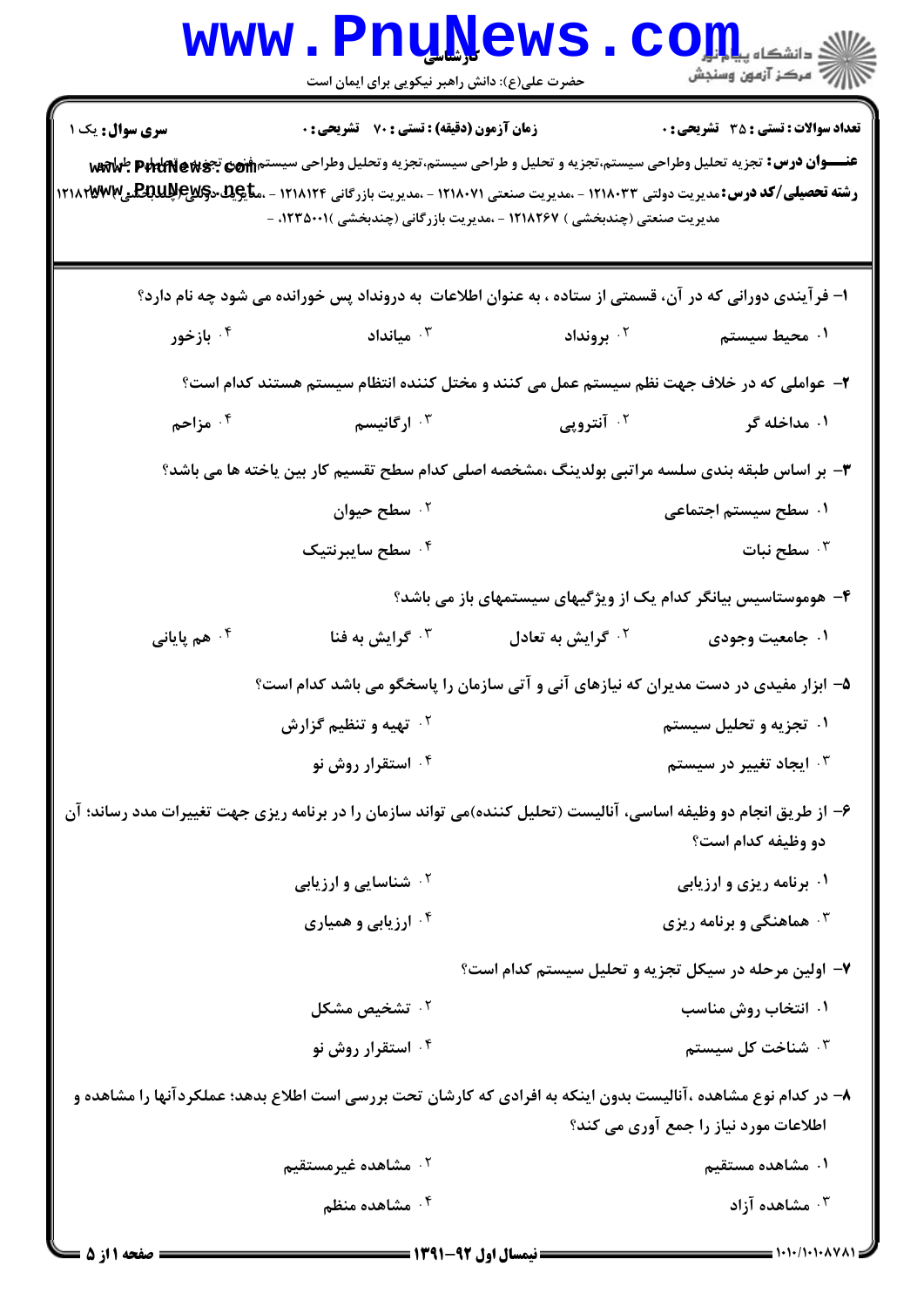کارشناسی

حضرت علی(ع): دانش راهبر نیکویی برای ایمان است

دانشگاه پیام نور
مرکز آزمون وسنجش

**سری سوال:** یک ۱ | **زمان آزمون (دقیقه) : تستی : ۷۰ تشریحی : ۰** | **تعداد سوالات : تستی : ۳۵ تشریحی : ۰**

**عنـــوان درس:** تجزیه تحلیل وطراحی سیستم،تجزیه و تحلیل و طراحی سیستم،تجزیه وتحلیل وطراحی سیستم،فنون تجزیه وتحلیل و طراحی

**رشته تحصیلی/کد درس:** مدیریت دولتی ۱۲۱۸۰۳۳ - ،مدیریت صنعتی ۱۲۱۸۰۷۱ - ،مدیریت بازرگانی ۱۲۱۸۱۲۴ - ،مدیریت دولتی (چندبخشی) ۱۲۱۸۲۵۳ - ،مدیریت صنعتی (چندبخشی ) ۱۲۱۸۲۶۷ - ،مدیریت بازرگانی (چندبخشی )۱۲۳۵۰۰۱، -

۱- فرآیندی دورانی که در آن، قسمتی از ستاده ، به عنوان اطلاعات به درونداد پس خورانده می شود چه نام دارد؟

۱. محیط سیستم
۲. برونداد
۳. میانداد
۴. بازخور

۲- عواملی که در خلاف جهت نظم سیستم عمل می کنند و مختل کننده انتظام سیستم هستند کدام است؟

۱. مداخله گر
۲. آنتروپی
۳. ارگانیسم
۴. مزاحم

۳- بر اساس طبقه بندی سلسه مراتبی بولدینگ ،مشخصه اصلی کدام سطح تقسیم کار بین یاخته ها می باشد؟

۱. سطح سیستم اجتماعی
۲. سطح حیوان
۳. سطح نبات
۴. سطح سایبرنتیک

۴- هوموستاسیس بیانگر کدام یک از ویژگیهای سیستمهای باز می باشد؟

۱. جامعیت وجودی
۲. گرایش به تعادل
۳. گرایش به فنا
۴. هم پایانی

۵- ابزار مفیدی در دست مدیران که نیازهای آنی و آتی سازمان را پاسخگو می باشد کدام است؟

۱. تجزیه و تحلیل سیستم
۲. تهیه و تنظیم گزارش
۳. ایجاد تغییر در سیستم
۴. استقرار روش نو

۶- از طریق انجام دو وظیفه اساسی، آنالیست (تحلیل کننده)می تواند سازمان را در برنامه ریزی جهت تغییرات مدد رساند؛ آن دو وظیفه کدام است؟

۱. برنامه ریزی و ارزیابی
۲. شناسایی و ارزیابی
۳. هماهنگی و برنامه ریزی
۴. ارزیابی و همیاری

۷- اولین مرحله در سیکل تجزیه و تحلیل سیستم کدام است؟

۱. انتخاب روش مناسب
۲. تشخیص مشکل
۳. شناخت کل سیستم
۴. استقرار روش نو

۸- در کدام نوع مشاهده ،آنالیست بدون اینکه به افرادی که کارشان تحت بررسی است اطلاع بدهد؛ عملکردآنها را مشاهده و اطلاعات مورد نیاز را جمع آوری می کند؟

۱. مشاهده مستقیم
۲. مشاهده غیرمستقیم
۳. مشاهده آزاد
۴. مشاهده منظم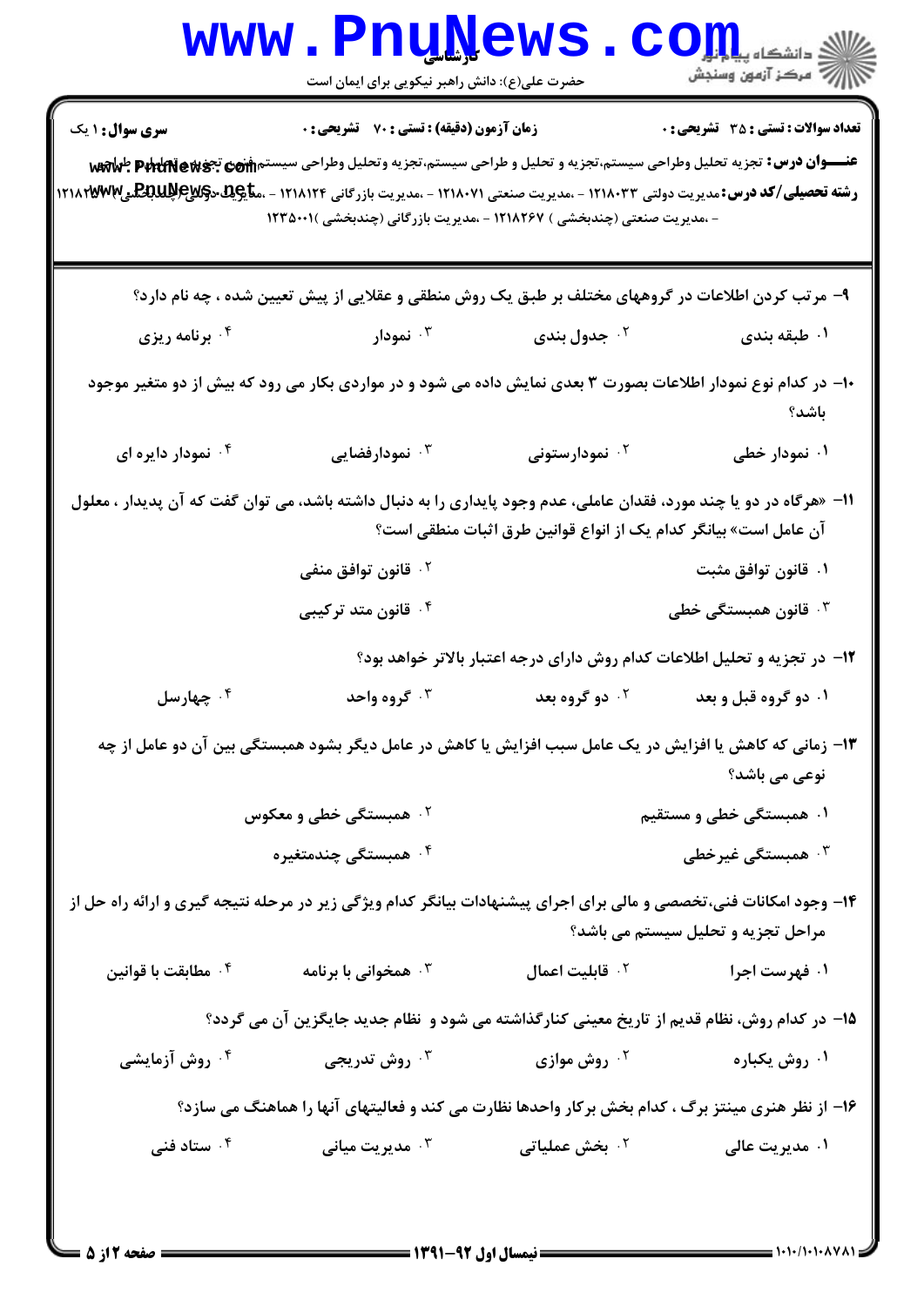**سری سوال:** ۱ یک

**زمان آزمون (دقیقه) : تستی :** ۷۰ **تشریحی :** ۰

**تعداد سوالات : تستی :** ۳۵ **تشریحی :** ۰

**عنـــوان درس:** تجزیه تحلیل وطراحی سیستم،تجزیه و تحلیل و طراحی سیستم،تجزیه وتحلیل وطراحی سیستم،فنون تجزیه وتحلیل طراحی

**رشته تحصیلی/کد درس:** مدیریت دولتی ۱۲۱۸۰۳۳ - ،مدیریت صنعتی ۱۲۱۸۰۷۱ - ،مدیریت بازرگانی ۱۲۱۸۱۲۴ - ،مدیریت دولتی (چندبخشی) ۱۲۱۸۲۵۷ - ،مدیریت صنعتی (چندبخشی ) ۱۲۱۸۲۶۷ - ،مدیریت بازرگانی (چندبخشی )۱۲۳۵۰۰۱

۹- مرتب کردن اطلاعات در گروههای مختلف بر طبق یک روش منطقی و عقلایی از پیش تعیین شده ، چه نام دارد؟

۱. طبقه بندی
۲. جدول بندی
۳. نمودار
۴. برنامه ریزی

۱۰- در کدام نوع نمودار اطلاعات بصورت ۳ بعدی نمایش داده می شود و در مواردی بکار می رود که بیش از دو متغیر موجود باشد؟

۱. نمودار خطی
۲. نمودارستونی
۳. نمودارفضایی
۴. نمودار دایره ای

۱۱- «هرگاه در دو یا چند مورد، فقدان عاملی، عدم وجود پایداری را به دنبال داشته باشد، می توان گفت که آن پدیدار ، معلول آن عامل است» بیانگر کدام یک از انواع قوانین طرق اثبات منطقی است؟

۱. قانون توافق مثبت
۲. قانون توافق منفی
۳. قانون همبستگی خطی
۴. قانون متد ترکیبی

۱۲- در تجزیه و تحلیل اطلاعات کدام روش دارای درجه اعتبار بالاتر خواهد بود؟

۱. دو گروه قبل و بعد
۲. دو گروه بعد
۳. گروه واحد
۴. چهارسل

۱۳- زمانی که کاهش یا افزایش در یک عامل سبب افزایش یا کاهش در عامل دیگر بشود همبستگی بین آن دو عامل از چه نوعی می باشد؟

۱. همبستگی خطی و مستقیم
۲. همبستگی خطی و معکوس
۳. همبستگی غیرخطی
۴. همبستگی چندمتغیره

۱۴- وجود امکانات فنی،تخصصی و مالی برای اجرای پیشنهادات بیانگر کدام ویژگی زیر در مرحله نتیجه گیری و ارائه راه حل از مراحل تجزیه و تحلیل سیستم می باشد؟

۱. فهرست اجرا
۲. قابلیت اعمال
۳. همخوانی با برنامه
۴. مطابقت با قوانین

۱۵- در کدام روش، نظام قدیم از تاریخ معینی کنارگذاشته می شود و نظام جدید جایگزین آن می گردد؟

۱. روش یکباره
۲. روش موازی
۳. روش تدریجی
۴. روش آزمایشی

۱۶- از نظر هنری مینتز برگ ، کدام بخش برکار واحدها نظارت می کند و فعالیتهای آنها را هماهنگ می سازد؟

۱. مدیریت عالی
۲. بخش عملیاتی
۳. مدیریت میانی
۴. ستاد فنی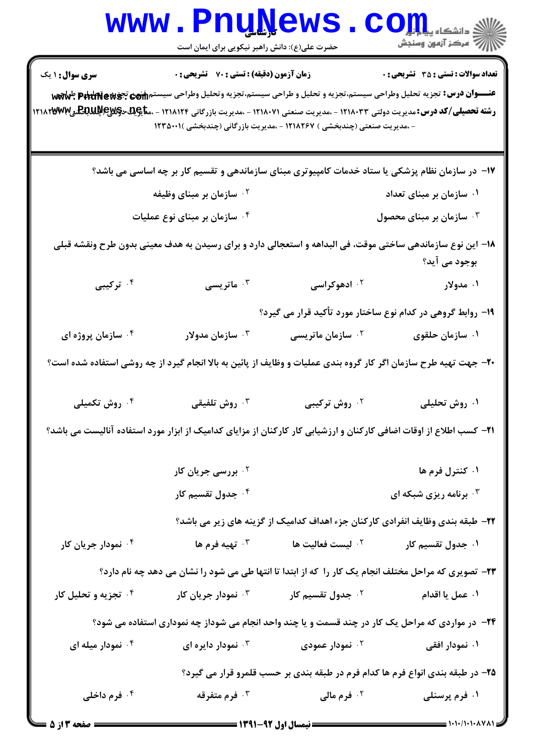**سری سوال:** ۱ یک

**زمان آزمون (دقیقه) : تستی : ۷۰ تشریحی : ۰**

**تعداد سوالات : تستی : ۳۵ تشریحی : ۰**

**عنـــوان درس:** تجزیه تحلیل وطراحی سیستم،تجزیه و تحلیل و طراحی سیستم،تجزیه وتحلیل وطراحی سیستم،فنون تجزیه وتحلیل وطراحی

**رشته تحصیلی/کد درس:** مدیریت دولتی ۱۲۱۸۰۳۳ - ،مدیریت صنعتی ۱۲۱۸۰۷۱ - ،مدیریت بازرگانی ۱۲۱۸۱۲۴ - ،مدیریت دولتی (چندبخشی) ۱۲۱۸۲۵۴ - ،مدیریت صنعتی (چندبخشی ) ۱۲۱۸۲۶۷ - ،مدیریت بازرگانی (چندبخشی )۱۲۳۵۰۰۱

۱۷- در سازمان نظام پزشکی یا ستاد خدمات کامپیوتری مبنای سازماندهی و تقسیم کار بر چه اساسی می باشد؟

۱. سازمان بر مبنای تعداد
۲. سازمان بر مبنای وظیفه
۳. سازمان بر مبنای محصول
۴. سازمان بر مبنای نوع عملیات

۱۸- این نوع سازماندهی ساختی موقت، فی البداهه و استعجالی دارد و برای رسیدن به هدف معینی بدون طرح ونقشه قبلی بوجود می آید؟

۱. مدولار
۲. ادهوکراسی
۳. ماتریسی
۴. ترکیبی

۱۹- روابط گروهی در کدام نوع ساختار مورد تأکید قرار می گیرد؟

۱. سازمان حلقوی
۲. سازمان ماتریسی
۳. سازمان مدولار
۴. سازمان پروژه ای

۲۰- جهت تهیه طرح سازمان اگر کار گروه بندی عملیات و وظایف از پائین به بالا انجام گیرد از چه روشی استفاده شده است؟

۱. روش تحلیلی
۲. روش ترکیبی
۳. روش تلفیقی
۴. روش تکمیلی

۲۱- کسب اطلاع از اوقات اضافی کارکنان و ارزشیابی کار کارکنان از مزایای کدامیک از ابزار مورد استفاده آنالیست می باشد؟

۱. کنترل فرم ها
۲. بررسی جریان کار
۳. برنامه ریزی شبکه ای
۴. جدول تقسیم کار

۲۲- طبقه بندی وظایف انفرادی کارکنان جزء اهداف کدامیک از گزینه های زیر می باشد؟

۱. جدول تقسیم کار
۲. لیست فعالیت ها
۳. تهیه فرم ها
۴. نمودار جریان کار

۲۳- تصویری که مراحل مختلف انجام یک کار را که از ابتدا تا انتها طی می شود را نشان می دهد چه نام دارد؟

۱. عمل یا اقدام
۲. جدول تقسیم کار
۳. نمودار جریان کار
۴. تجزیه و تحلیل کار

۲۴- در مواردی که مراحل یک کار در چند قسمت و یا چند واحد انجام می شوداز چه نموداری استفاده می شود؟

۱. نمودار افقی
۲. نمودار عمودی
۳. نمودار دایره ای
۴. نمودار میله ای

۲۵- در طبقه بندی انواع فرم ها کدام فرم در طبقه بندی بر حسب قلمرو قرار می گیرد؟

۱. فرم پرسنلی
۲. فرم مالی
۳. فرم متفرقه
۴. فرم داخلی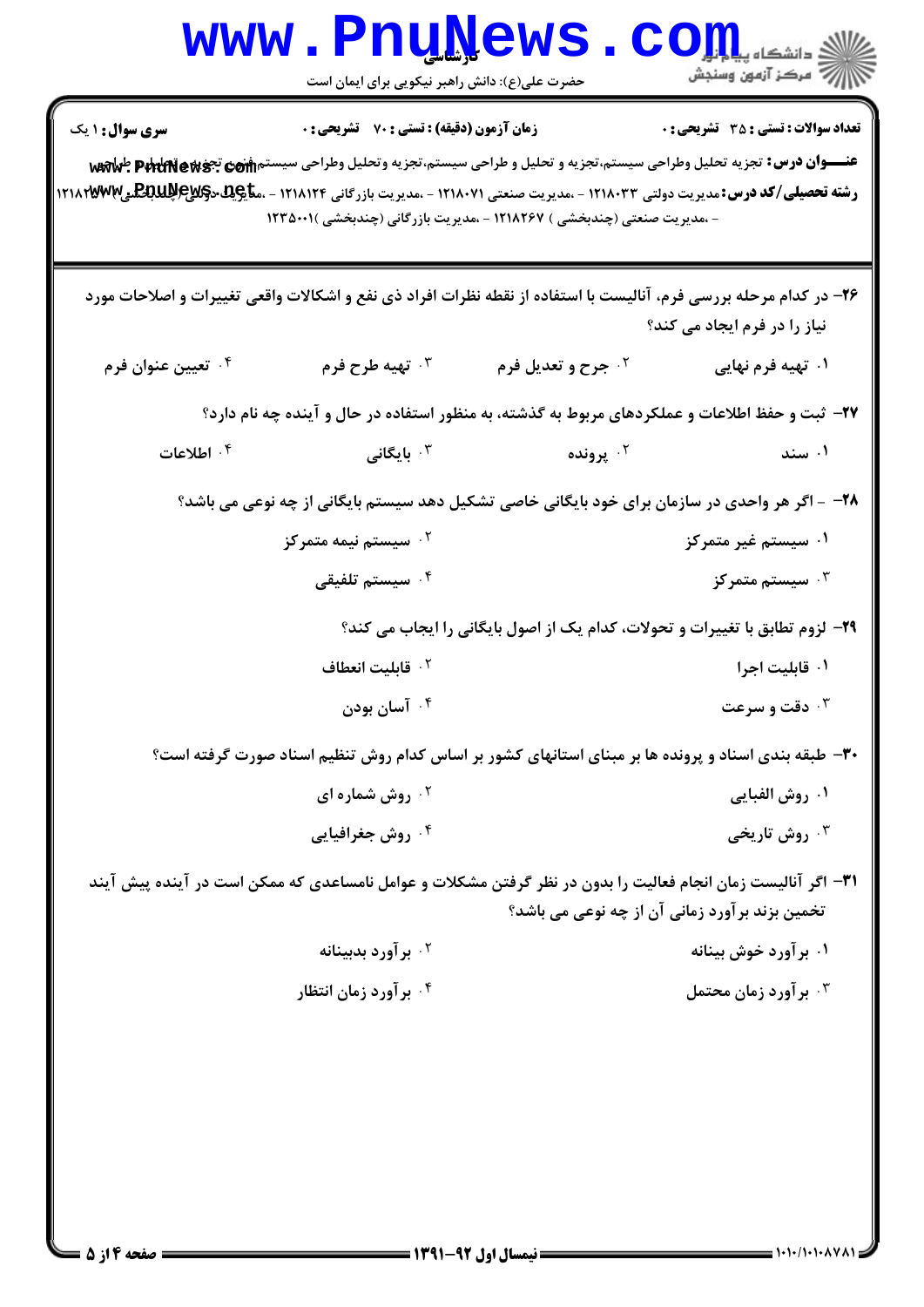۲۶- در کدام مرحله بررسی فرم، آنالیست با استفاده از نقطه نظرات افراد ذی نفع و اشکالات واقعی تغییرات و اصلاحات مورد نیاز را در فرم ایجاد می کند؟

۱. تهیه فرم نهایی
۲. جرح و تعدیل فرم
۳. تهیه طرح فرم
۴. تعیین عنوان فرم

۲۷- ثبت و حفظ اطلاعات و عملکردهای مربوط به گذشته، به منظور استفاده در حال و آینده چه نام دارد؟

۱. سند
۲. پرونده
۳. بایگانی
۴. اطلاعات

۲۸- - اگر هر واحدی در سازمان برای خود بایگانی خاصی تشکیل دهد سیستم بایگانی از چه نوعی می باشد؟

۱. سیستم غیر متمرکز
۲. سیستم نیمه متمرکز
۳. سیستم متمرکز
۴. سیستم تلفیقی

۲۹- لزوم تطابق با تغییرات و تحولات، کدام یک از اصول بایگانی را ایجاب می کند؟

۱. قابلیت اجرا
۲. قابلیت انعطاف
۳. دقت و سرعت
۴. آسان بودن

۳۰- طبقه بندی اسناد و پرونده ها بر مبنای استانهای کشور بر اساس کدام روش تنظیم اسناد صورت گرفته است؟

۱. روش الفبایی
۲. روش شماره ای
۳. روش تاریخی
۴. روش جغرافیایی

۳۱- اگر آنالیست زمان انجام فعالیت را بدون در نظر گرفتن مشکلات و عوامل نامساعدی که ممکن است در آینده پیش آیند تخمین بزند برآورد زمانی آن از چه نوعی می باشد؟

۱. برآورد خوش بینانه
۲. برآورد بدبینانه
۳. برآورد زمان محتمل
۴. برآورد زمان انتظار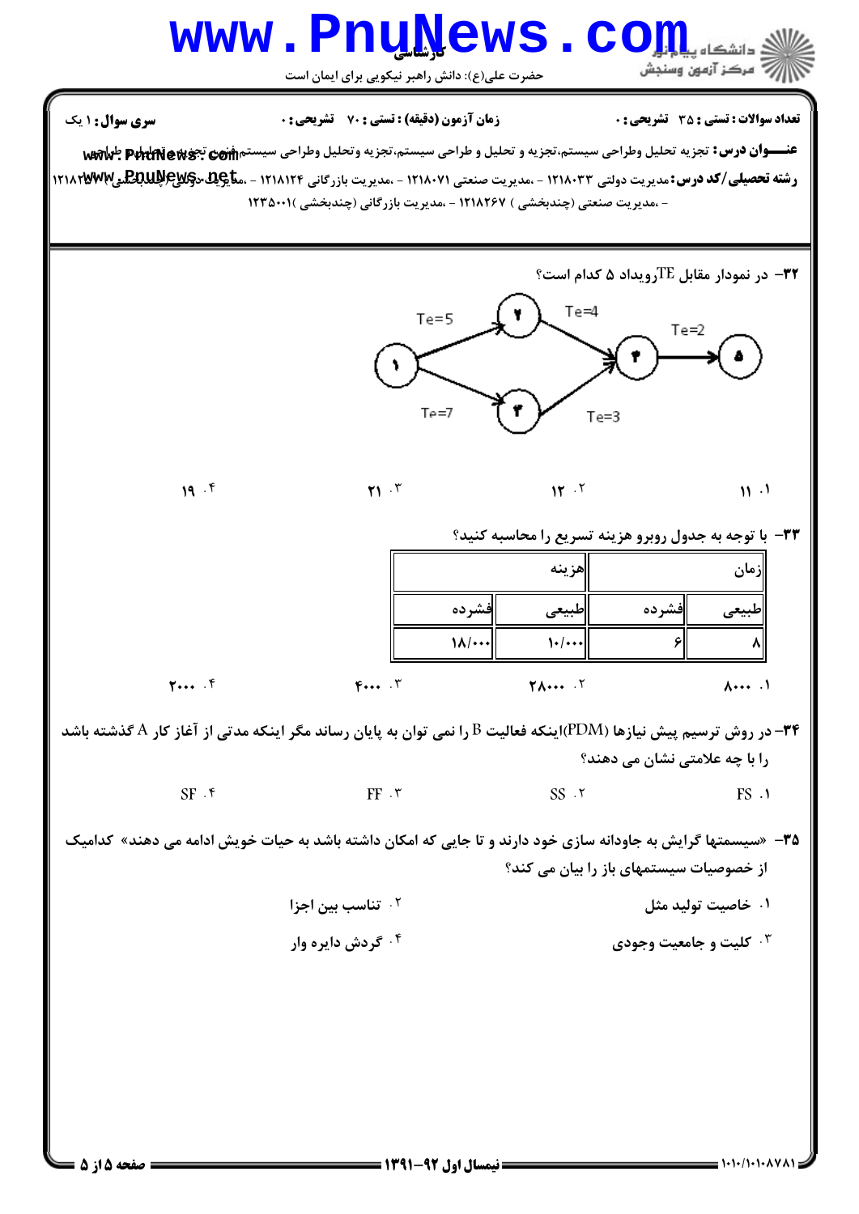**سری سوال:** ۱ یک | **زمان آزمون (دقیقه) : تستی :** ۷۰ **تشریحی :** ۰ | **تعداد سوالات : تستی :** ۳۵ **تشریحی :** ۰

**عنـــوان درس:** تجزیه تحلیل وطراحی سیستم،تجزیه و تحلیل و طراحی سیستم،تجزیه وتحلیل وطراحی سیستم،فنون تجزیه وتحلیل طراحی

**رشته تحصیلی/کد درس:** مدیریت دولتی ۱۲۱۸۰۳۳ - ،مدیریت صنعتی ۱۲۱۸۰۷۱ - ،مدیریت بازرگانی ۱۲۱۸۱۲۴ - ،مدیریت دولتی (چندبخشی) ۱۲۱۸۲۴۷ - ،مدیریت صنعتی (چندبخشی ) ۱۲۱۸۲۶۷ - ،مدیریت بازرگانی (چندبخشی )۱۲۳۵۰۰۱

**۳۲-** در نمودار مقابل TEرویداد ۵ کدام است؟

Te=5

Te=4

Te=2

Te=7

Te=3

۱

۲

۳

۴

۵

۱. ۱۱ &nbsp;&nbsp;&nbsp; ۲. ۱۲ &nbsp;&nbsp;&nbsp; ۳. ۲۱ &nbsp;&nbsp;&nbsp; ۴. ۱۹

**۳۳-** با توجه به جدول روبرو هزینه تسریع را محاسبه کنید؟

| زمان | | هزینه | |
|---|---|---|---|
| طبیعی | فشرده | طبیعی | فشرده |
| ۸ | ۶ | ۱۰/۰۰۰ | ۱۸/۰۰۰ |

۱. ۸۰۰۰ &nbsp;&nbsp;&nbsp; ۲. ۲۸۰۰۰ &nbsp;&nbsp;&nbsp; ۳. ۴۰۰۰ &nbsp;&nbsp;&nbsp; ۴. ۲۰۰۰

**۳۴-** در روش ترسیم پیش نیازها (PDM)اینکه فعالیت B را نمی توان به پایان رساند مگر اینکه مدتی از آغاز کار A گذشته باشد را با چه علامتی نشان می دهند؟

۱. FS &nbsp;&nbsp;&nbsp; ۲. SS &nbsp;&nbsp;&nbsp; ۳. FF &nbsp;&nbsp;&nbsp; ۴. SF

**۳۵-** «سیستمها گرایش به جاودانه سازی خود دارند و تا جایی که امکان داشته باشد به حیات خویش ادامه می دهند» کدامیک از خصوصیات سیستمهای باز را بیان می کند؟

۱. خاصیت تولید مثل

۲. تناسب بین اجزا

۳. کلیت و جامعیت وجودی

۴. گردش دایره وار